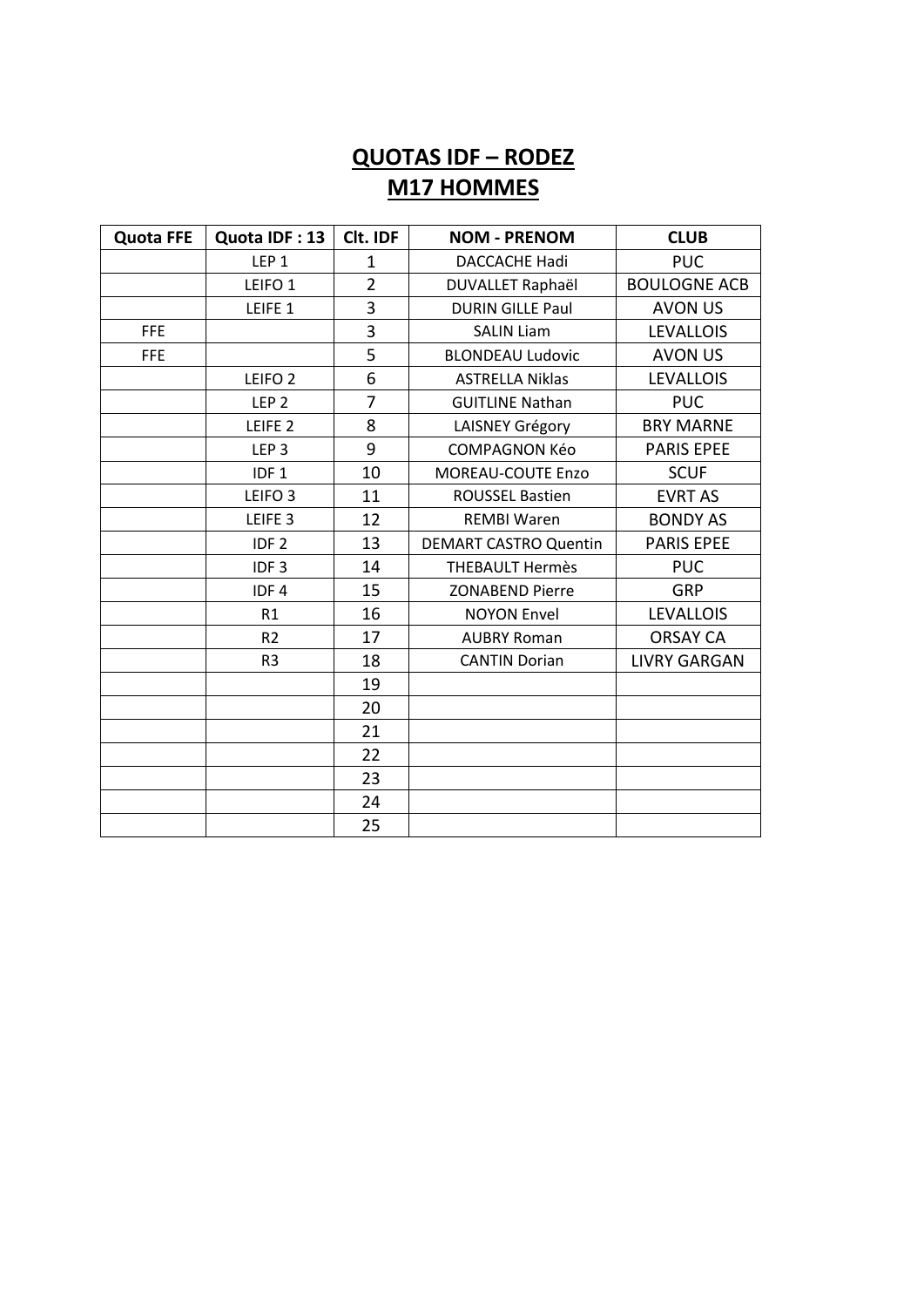# QUOTAS IDF – RODEZ
# M17 HOMMES

| Quota FFE | Quota IDF : 13 | Clt. IDF | NOM - PRENOM | CLUB |
|---|---|---|---|---|
| | LEP 1 | 1 | DACCACHE Hadi | PUC |
| | LEIFO 1 | 2 | DUVALLET Raphaël | BOULOGNE ACB |
| | LEIFE 1 | 3 | DURIN GILLE Paul | AVON US |
| FFE | | 3 | SALIN Liam | LEVALLOIS |
| FFE | | 5 | BLONDEAU Ludovic | AVON US |
| | LEIFO 2 | 6 | ASTRELLA Niklas | LEVALLOIS |
| | LEP 2 | 7 | GUITLINE Nathan | PUC |
| | LEIFE 2 | 8 | LAISNEY Grégory | BRY MARNE |
| | LEP 3 | 9 | COMPAGNON Kéo | PARIS EPEE |
| | IDF 1 | 10 | MOREAU-COUTE Enzo | SCUF |
| | LEIFO 3 | 11 | ROUSSEL Bastien | EVRT AS |
| | LEIFE 3 | 12 | REMBI Waren | BONDY AS |
| | IDF 2 | 13 | DEMART CASTRO Quentin | PARIS EPEE |
| | IDF 3 | 14 | THEBAULT Hermès | PUC |
| | IDF 4 | 15 | ZONABEND Pierre | GRP |
| | R1 | 16 | NOYON Envel | LEVALLOIS |
| | R2 | 17 | AUBRY Roman | ORSAY CA |
| | R3 | 18 | CANTIN Dorian | LIVRY GARGAN |
| | | 19 | | |
| | | 20 | | |
| | | 21 | | |
| | | 22 | | |
| | | 23 | | |
| | | 24 | | |
| | | 25 | | |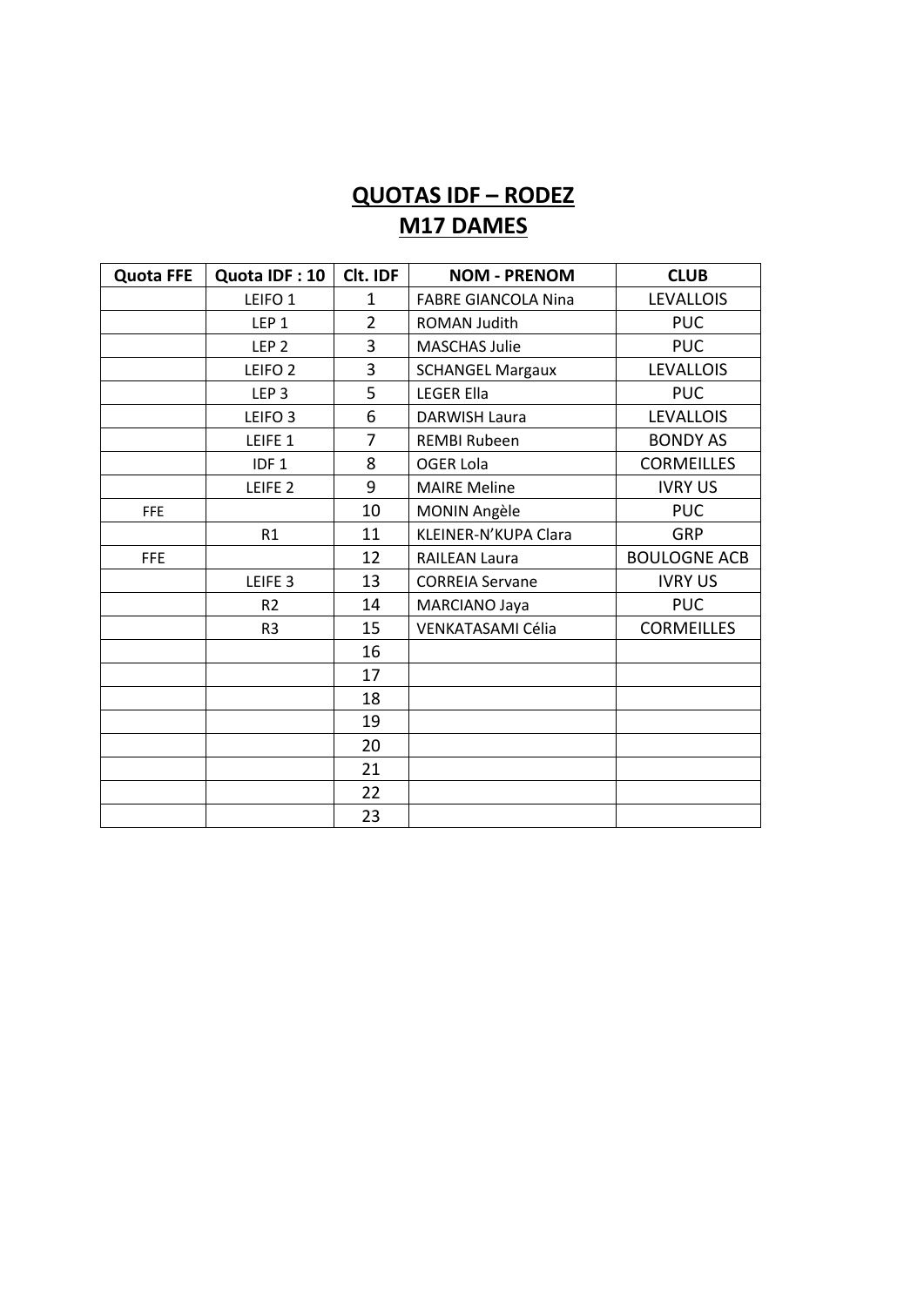## QUOTAS IDF – RODEZ
## M17 DAMES

| Quota FFE | Quota IDF : 10 | Clt. IDF | NOM - PRENOM | CLUB |
|---|---|---|---|---|
| | LEIFO 1 | 1 | FABRE GIANCOLA Nina | LEVALLOIS |
| | LEP 1 | 2 | ROMAN Judith | PUC |
| | LEP 2 | 3 | MASCHAS Julie | PUC |
| | LEIFO 2 | 3 | SCHANGEL Margaux | LEVALLOIS |
| | LEP 3 | 5 | LEGER Ella | PUC |
| | LEIFO 3 | 6 | DARWISH Laura | LEVALLOIS |
| | LEIFE 1 | 7 | REMBI Rubeen | BONDY AS |
| | IDF 1 | 8 | OGER Lola | CORMEILLES |
| | LEIFE 2 | 9 | MAIRE Meline | IVRY US |
| FFE | | 10 | MONIN Angèle | PUC |
| | R1 | 11 | KLEINER-N'KUPA Clara | GRP |
| FFE | | 12 | RAILEAN Laura | BOULOGNE ACB |
| | LEIFE 3 | 13 | CORREIA Servane | IVRY US |
| | R2 | 14 | MARCIANO Jaya | PUC |
| | R3 | 15 | VENKATASAMI Célia | CORMEILLES |
| | | 16 | | |
| | | 17 | | |
| | | 18 | | |
| | | 19 | | |
| | | 20 | | |
| | | 21 | | |
| | | 22 | | |
| | | 23 | | |